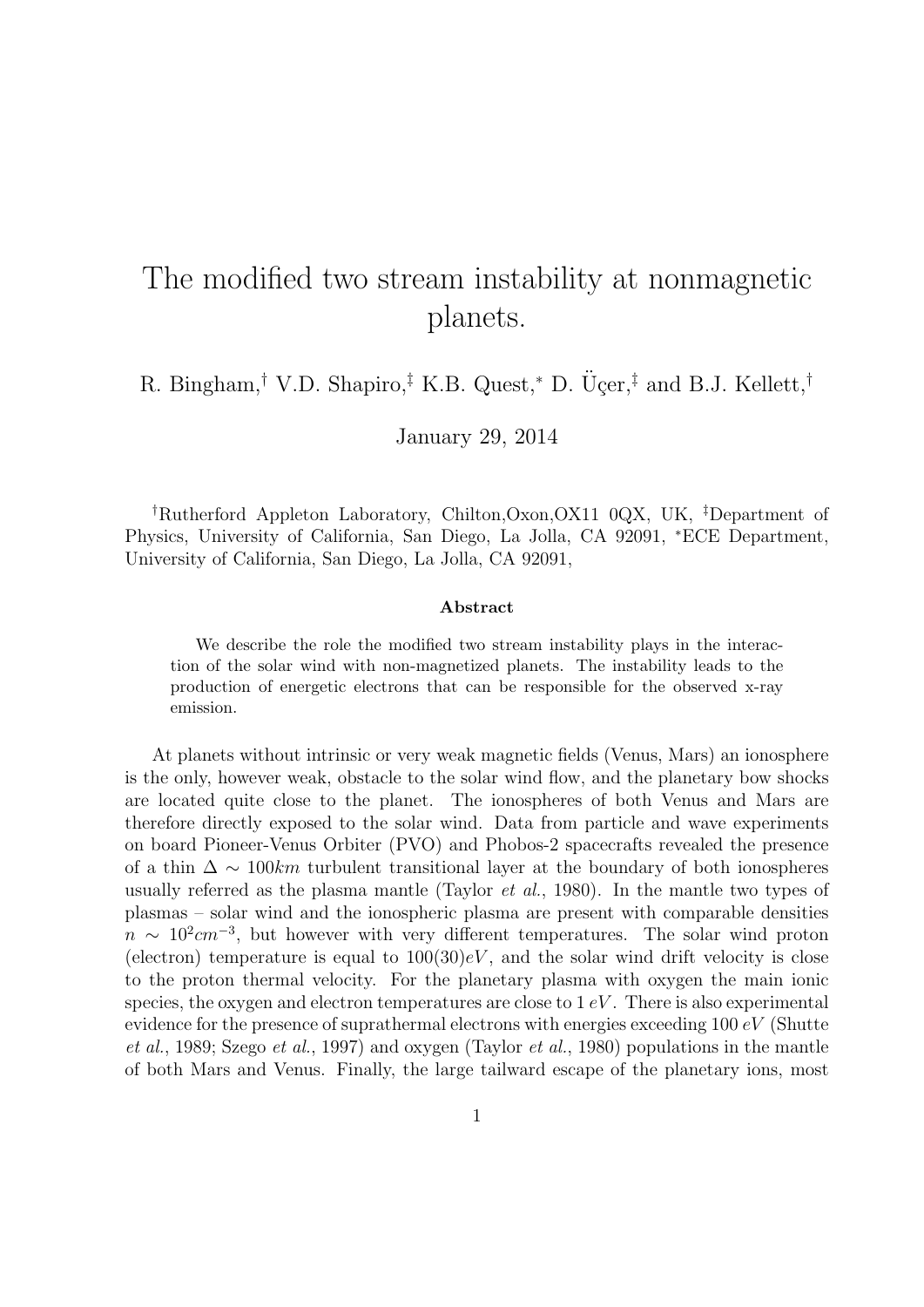# The modified two stream instability at nonmagnetic planets.

R. Bingham,[†] V.D. Shapiro,[‡] K.B. Quest,[*] D. Üçer,[‡] and B.J. Kellett,[†]

January 29, 2014

[†]Rutherford Appleton Laboratory, Chilton,Oxon,OX11 0QX, UK, [‡]Department of Physics, University of California, San Diego, La Jolla, CA 92091, [*]ECE Department, University of California, San Diego, La Jolla, CA 92091,

**Abstract**

We describe the role the modified two stream instability plays in the interaction of the solar wind with non-magnetized planets. The instability leads to the production of energetic electrons that can be responsible for the observed x-ray emission.

At planets without intrinsic or very weak magnetic fields (Venus, Mars) an ionosphere is the only, however weak, obstacle to the solar wind flow, and the planetary bow shocks are located quite close to the planet. The ionospheres of both Venus and Mars are therefore directly exposed to the solar wind. Data from particle and wave experiments on board Pioneer-Venus Orbiter (PVO) and Phobos-2 spacecrafts revealed the presence of a thin $\Delta \sim 100 km$ turbulent transitional layer at the boundary of both ionospheres usually referred as the plasma mantle (Taylor *et al.*, 1980). In the mantle two types of plasmas – solar wind and the ionospheric plasma are present with comparable densities $n \sim 10^2 cm^{-3}$, but however with very different temperatures. The solar wind proton (electron) temperature is equal to $100(30)eV$, and the solar wind drift velocity is close to the proton thermal velocity. For the planetary plasma with oxygen the main ionic species, the oxygen and electron temperatures are close to $1\,eV$. There is also experimental evidence for the presence of suprathermal electrons with energies exceeding $100\,eV$ (Shutte *et al.*, 1989; Szego *et al.*, 1997) and oxygen (Taylor *et al.*, 1980) populations in the mantle of both Mars and Venus. Finally, the large tailward escape of the planetary ions, most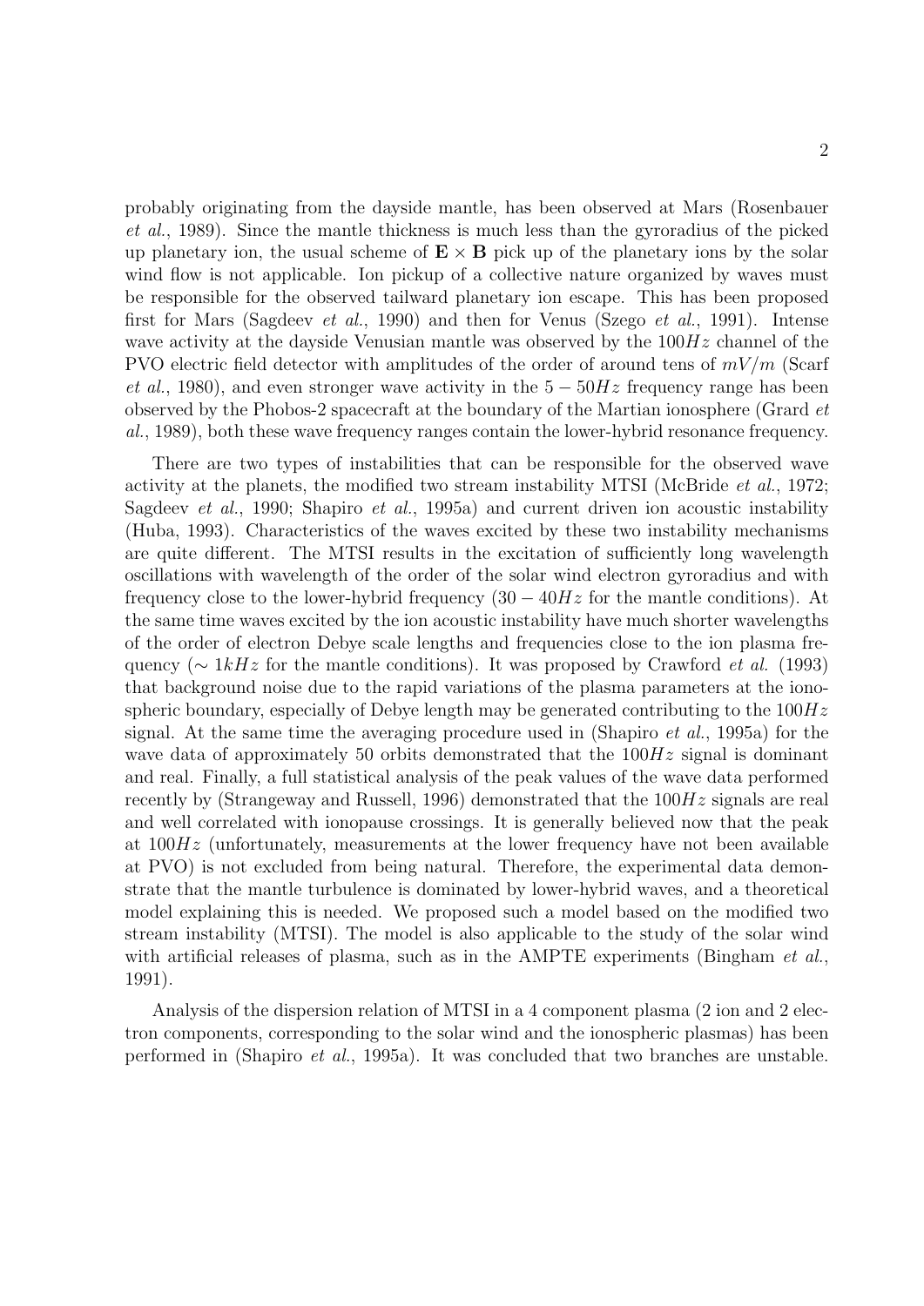probably originating from the dayside mantle, has been observed at Mars (Rosenbauer *et al.*, 1989). Since the mantle thickness is much less than the gyroradius of the picked up planetary ion, the usual scheme of $\mathbf{E} \times \mathbf{B}$ pick up of the planetary ions by the solar wind flow is not applicable. Ion pickup of a collective nature organized by waves must be responsible for the observed tailward planetary ion escape. This has been proposed first for Mars (Sagdeev *et al.*, 1990) and then for Venus (Szego *et al.*, 1991). Intense wave activity at the dayside Venusian mantle was observed by the $100Hz$ channel of the PVO electric field detector with amplitudes of the order of around tens of $mV/m$ (Scarf *et al.*, 1980), and even stronger wave activity in the $5-50Hz$ frequency range has been observed by the Phobos-2 spacecraft at the boundary of the Martian ionosphere (Grard *et al.*, 1989), both these wave frequency ranges contain the lower-hybrid resonance frequency.

There are two types of instabilities that can be responsible for the observed wave activity at the planets, the modified two stream instability MTSI (McBride *et al.*, 1972; Sagdeev *et al.*, 1990; Shapiro *et al.*, 1995a) and current driven ion acoustic instability (Huba, 1993). Characteristics of the waves excited by these two instability mechanisms are quite different. The MTSI results in the excitation of sufficiently long wavelength oscillations with wavelength of the order of the solar wind electron gyroradius and with frequency close to the lower-hybrid frequency ($30-40Hz$ for the mantle conditions). At the same time waves excited by the ion acoustic instability have much shorter wavelengths of the order of electron Debye scale lengths and frequencies close to the ion plasma frequency ($\sim 1kHz$ for the mantle conditions). It was proposed by Crawford *et al.* (1993) that background noise due to the rapid variations of the plasma parameters at the ionospheric boundary, especially of Debye length may be generated contributing to the $100Hz$ signal. At the same time the averaging procedure used in (Shapiro *et al.*, 1995a) for the wave data of approximately 50 orbits demonstrated that the $100Hz$ signal is dominant and real. Finally, a full statistical analysis of the peak values of the wave data performed recently by (Strangeway and Russell, 1996) demonstrated that the $100Hz$ signals are real and well correlated with ionopause crossings. It is generally believed now that the peak at $100Hz$ (unfortunately, measurements at the lower frequency have not been available at PVO) is not excluded from being natural. Therefore, the experimental data demonstrate that the mantle turbulence is dominated by lower-hybrid waves, and a theoretical model explaining this is needed. We proposed such a model based on the modified two stream instability (MTSI). The model is also applicable to the study of the solar wind with artificial releases of plasma, such as in the AMPTE experiments (Bingham *et al.*, 1991).

Analysis of the dispersion relation of MTSI in a 4 component plasma (2 ion and 2 electron components, corresponding to the solar wind and the ionospheric plasmas) has been performed in (Shapiro *et al.*, 1995a). It was concluded that two branches are unstable.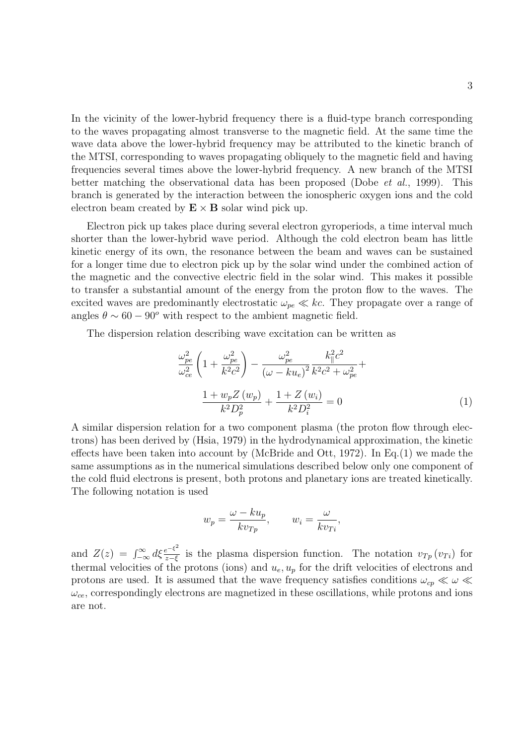In the vicinity of the lower-hybrid frequency there is a fluid-type branch corresponding to the waves propagating almost transverse to the magnetic field. At the same time the wave data above the lower-hybrid frequency may be attributed to the kinetic branch of the MTSI, corresponding to waves propagating obliquely to the magnetic field and having frequencies several times above the lower-hybrid frequency. A new branch of the MTSI better matching the observational data has been proposed (Dobe *et al.*, 1999). This branch is generated by the interaction between the ionospheric oxygen ions and the cold electron beam created by $\mathbf{E} \times \mathbf{B}$ solar wind pick up.

Electron pick up takes place during several electron gyroperiods, a time interval much shorter than the lower-hybrid wave period. Although the cold electron beam has little kinetic energy of its own, the resonance between the beam and waves can be sustained for a longer time due to electron pick up by the solar wind under the combined action of the magnetic and the convective electric field in the solar wind. This makes it possible to transfer a substantial amount of the energy from the proton flow to the waves. The excited waves are predominantly electrostatic $\omega_{pe} \ll kc$. They propagate over a range of angles $\theta \sim 60 - 90^o$ with respect to the ambient magnetic field.

The dispersion relation describing wave excitation can be written as

$$
\frac{\omega_{pe}^2}{\omega_{ce}^2}\left(1+\frac{\omega_{pe}^2}{k^2c^2}\right)-\frac{\omega_{pe}^2}{\left(\omega-ku_e\right)^2}\frac{k_\parallel^2c^2}{k^2c^2+\omega_{pe}^2}+
$$

$$
\frac{1+w_pZ\left(w_p\right)}{k^2D_p^2}+\frac{1+Z\left(w_i\right)}{k^2D_i^2}=0 \tag{1}
$$

A similar dispersion relation for a two component plasma (the proton flow through electrons) has been derived by (Hsia, 1979) in the hydrodynamical approximation, the kinetic effects have been taken into account by (McBride and Ott, 1972). In Eq.(1) we made the same assumptions as in the numerical simulations described below only one component of the cold fluid electrons is present, both protons and planetary ions are treated kinetically. The following notation is used

$$
w_p=\frac{\omega-ku_p}{kv_{Tp}}, \qquad w_i=\frac{\omega}{kv_{Ti}},
$$

and $Z(z) = \int_{-\infty}^{\infty} d\xi \frac{e^{-\xi^2}}{z-\xi}$ is the plasma dispersion function. The notation $v_{Tp}\,(v_{Ti})$ for thermal velocities of the protons (ions) and $u_e, u_p$ for the drift velocities of electrons and protons are used. It is assumed that the wave frequency satisfies conditions $\omega_{cp} \ll \omega \ll \omega_{ce}$, correspondingly electrons are magnetized in these oscillations, while protons and ions are not.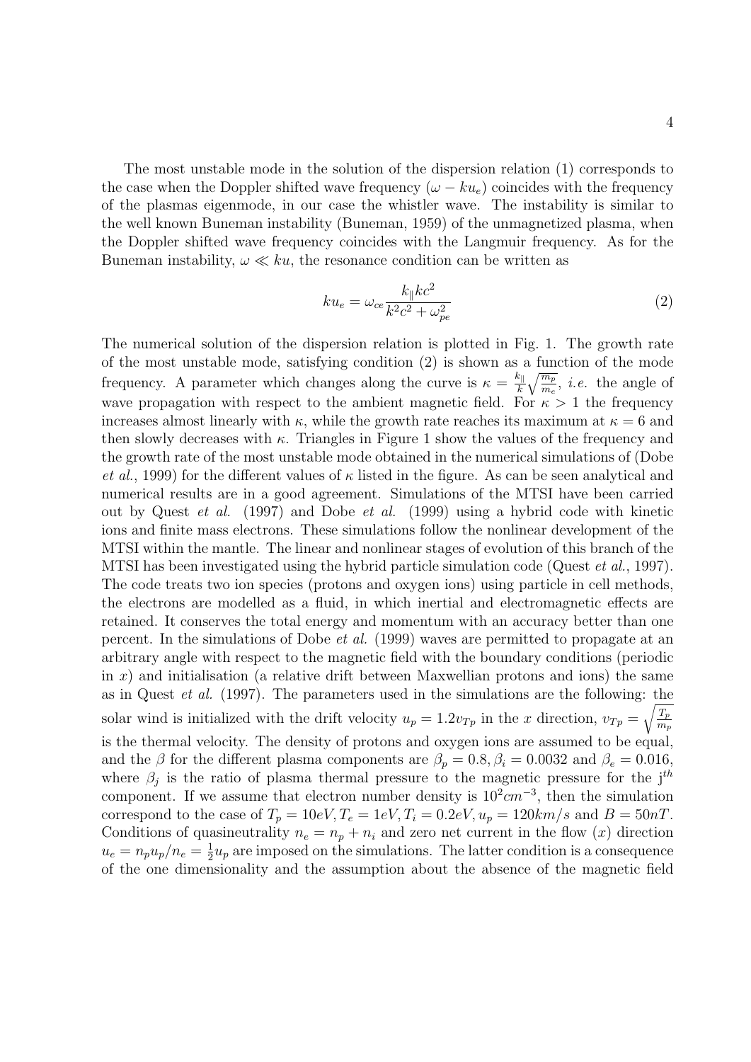The most unstable mode in the solution of the dispersion relation (1) corresponds to the case when the Doppler shifted wave frequency $(\omega - ku_e)$ coincides with the frequency of the plasmas eigenmode, in our case the whistler wave. The instability is similar to the well known Buneman instability (Buneman, 1959) of the unmagnetized plasma, when the Doppler shifted wave frequency coincides with the Langmuir frequency. As for the Buneman instability, $\omega \ll ku$, the resonance condition can be written as

$$ku_e = \omega_{ce} \frac{k_{\parallel} k c^2}{k^2 c^2 + \omega_{pe}^2} \tag{2}$$

The numerical solution of the dispersion relation is plotted in Fig. 1. The growth rate of the most unstable mode, satisfying condition (2) is shown as a function of the mode frequency. A parameter which changes along the curve is $\kappa = \frac{k_{\parallel}}{k} \sqrt{\frac{m_p}{m_e}}$, *i.e.* the angle of wave propagation with respect to the ambient magnetic field. For $\kappa > 1$ the frequency increases almost linearly with $\kappa$, while the growth rate reaches its maximum at $\kappa = 6$ and then slowly decreases with $\kappa$. Triangles in Figure 1 show the values of the frequency and the growth rate of the most unstable mode obtained in the numerical simulations of (Dobe *et al.*, 1999) for the different values of $\kappa$ listed in the figure. As can be seen analytical and numerical results are in a good agreement. Simulations of the MTSI have been carried out by Quest *et al.* (1997) and Dobe *et al.* (1999) using a hybrid code with kinetic ions and finite mass electrons. These simulations follow the nonlinear development of the MTSI within the mantle. The linear and nonlinear stages of evolution of this branch of the MTSI has been investigated using the hybrid particle simulation code (Quest *et al.*, 1997). The code treats two ion species (protons and oxygen ions) using particle in cell methods, the electrons are modelled as a fluid, in which inertial and electromagnetic effects are retained. It conserves the total energy and momentum with an accuracy better than one percent. In the simulations of Dobe *et al.* (1999) waves are permitted to propagate at an arbitrary angle with respect to the magnetic field with the boundary conditions (periodic in $x$) and initialisation (a relative drift between Maxwellian protons and ions) the same as in Quest *et al.* (1997). The parameters used in the simulations are the following: the solar wind is initialized with the drift velocity $u_p = 1.2 v_{Tp}$ in the $x$ direction, $v_{Tp} = \sqrt{\frac{T_p}{m_p}}$ is the thermal velocity. The density of protons and oxygen ions are assumed to be equal, and the $\beta$ for the different plasma components are $\beta_p = 0.8, \beta_i = 0.0032$ and $\beta_e = 0.016$, where $\beta_j$ is the ratio of plasma thermal pressure to the magnetic pressure for the $j^{th}$ component. If we assume that electron number density is $10^2 cm^{-3}$, then the simulation correspond to the case of $T_p = 10eV, T_e = 1eV, T_i = 0.2eV, u_p = 120km/s$ and $B = 50nT$. Conditions of quasineutrality $n_e = n_p + n_i$ and zero net current in the flow $(x)$ direction $u_e = n_p u_p / n_e = \frac{1}{2} u_p$ are imposed on the simulations. The latter condition is a consequence of the one dimensionality and the assumption about the absence of the magnetic field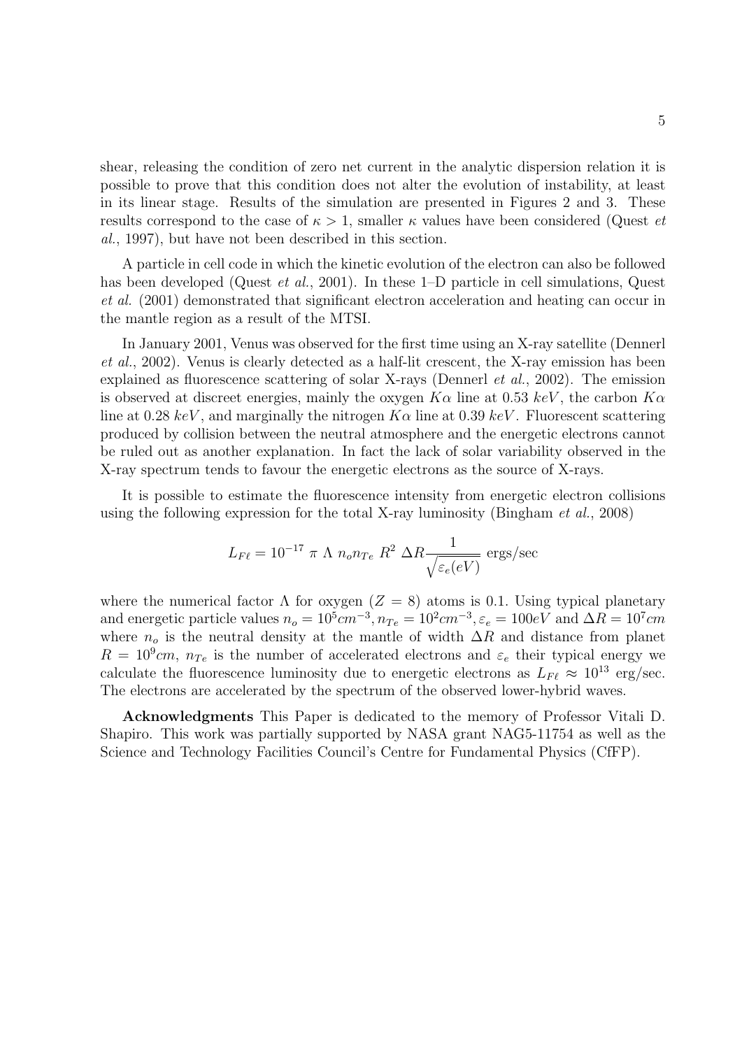shear, releasing the condition of zero net current in the analytic dispersion relation it is possible to prove that this condition does not alter the evolution of instability, at least in its linear stage. Results of the simulation are presented in Figures 2 and 3. These results correspond to the case of $\kappa > 1$, smaller $\kappa$ values have been considered (Quest *et al.*, 1997), but have not been described in this section.

A particle in cell code in which the kinetic evolution of the electron can also be followed has been developed (Quest *et al.*, 2001). In these 1–D particle in cell simulations, Quest *et al.* (2001) demonstrated that significant electron acceleration and heating can occur in the mantle region as a result of the MTSI.

In January 2001, Venus was observed for the first time using an X-ray satellite (Dennerl *et al.*, 2002). Venus is clearly detected as a half-lit crescent, the X-ray emission has been explained as fluorescence scattering of solar X-rays (Dennerl *et al.*, 2002). The emission is observed at discreet energies, mainly the oxygen $K\alpha$ line at 0.53 $keV$, the carbon $K\alpha$ line at 0.28 $keV$, and marginally the nitrogen $K\alpha$ line at 0.39 $keV$. Fluorescent scattering produced by collision between the neutral atmosphere and the energetic electrons cannot be ruled out as another explanation. In fact the lack of solar variability observed in the X-ray spectrum tends to favour the energetic electrons as the source of X-rays.

It is possible to estimate the fluorescence intensity from energetic electron collisions using the following expression for the total X-ray luminosity (Bingham *et al.*, 2008)

$$L_{F\ell} = 10^{-17}\ \pi\ \Lambda\ n_o n_{Te}\ R^2\ \Delta R \frac{1}{\sqrt{\varepsilon_e(eV)}}\ \text{ergs/sec}$$

where the numerical factor $\Lambda$ for oxygen ($Z = 8$) atoms is 0.1. Using typical planetary and energetic particle values $n_o = 10^5 cm^{-3}, n_{Te} = 10^2 cm^{-3}, \varepsilon_e = 100eV$ and $\Delta R = 10^7 cm$ where $n_o$ is the neutral density at the mantle of width $\Delta R$ and distance from planet $R = 10^9 cm$, $n_{Te}$ is the number of accelerated electrons and $\varepsilon_e$ their typical energy we calculate the fluorescence luminosity due to energetic electrons as $L_{F\ell} \approx 10^{13}$ erg/sec. The electrons are accelerated by the spectrum of the observed lower-hybrid waves.

**Acknowledgments** This Paper is dedicated to the memory of Professor Vitali D. Shapiro. This work was partially supported by NASA grant NAG5-11754 as well as the Science and Technology Facilities Council's Centre for Fundamental Physics (CfFP).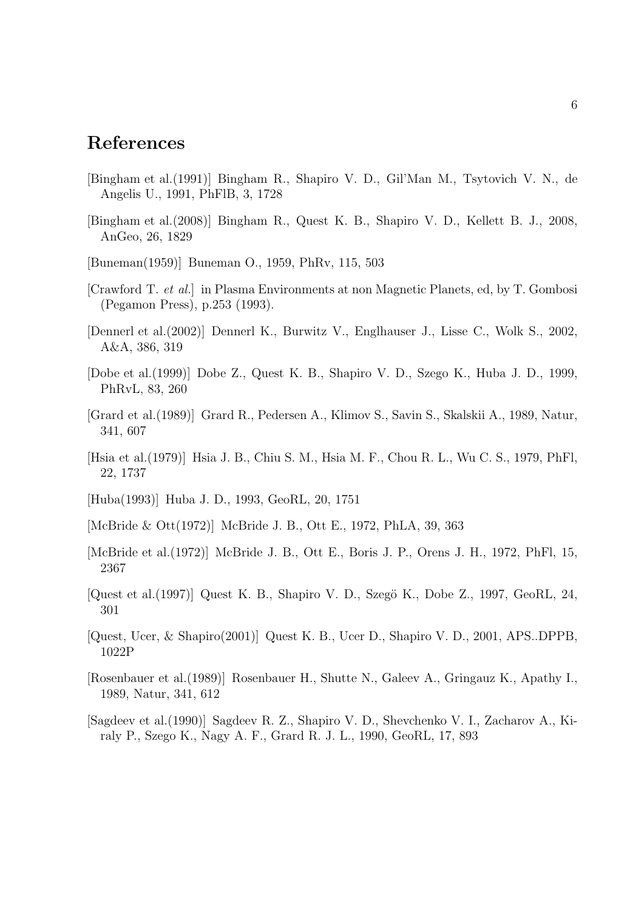# References

[Bingham et al.(1991)] Bingham R., Shapiro V. D., Gil'Man M., Tsytovich V. N., de Angelis U., 1991, PhFlB, 3, 1728

[Bingham et al.(2008)] Bingham R., Quest K. B., Shapiro V. D., Kellett B. J., 2008, AnGeo, 26, 1829

[Buneman(1959)] Buneman O., 1959, PhRv, 115, 503

[Crawford T. *et al.*] in Plasma Environments at non Magnetic Planets, ed, by T. Gombosi (Pegamon Press), p.253 (1993).

[Dennerl et al.(2002)] Dennerl K., Burwitz V., Englhauser J., Lisse C., Wolk S., 2002, A&A, 386, 319

[Dobe et al.(1999)] Dobe Z., Quest K. B., Shapiro V. D., Szego K., Huba J. D., 1999, PhRvL, 83, 260

[Grard et al.(1989)] Grard R., Pedersen A., Klimov S., Savin S., Skalskii A., 1989, Natur, 341, 607

[Hsia et al.(1979)] Hsia J. B., Chiu S. M., Hsia M. F., Chou R. L., Wu C. S., 1979, PhFl, 22, 1737

[Huba(1993)] Huba J. D., 1993, GeoRL, 20, 1751

[McBride & Ott(1972)] McBride J. B., Ott E., 1972, PhLA, 39, 363

[McBride et al.(1972)] McBride J. B., Ott E., Boris J. P., Orens J. H., 1972, PhFl, 15, 2367

[Quest et al.(1997)] Quest K. B., Shapiro V. D., Szegö K., Dobe Z., 1997, GeoRL, 24, 301

[Quest, Ucer, & Shapiro(2001)] Quest K. B., Ucer D., Shapiro V. D., 2001, APS..DPPB, 1022P

[Rosenbauer et al.(1989)] Rosenbauer H., Shutte N., Galeev A., Gringauz K., Apathy I., 1989, Natur, 341, 612

[Sagdeev et al.(1990)] Sagdeev R. Z., Shapiro V. D., Shevchenko V. I., Zacharov A., Kiraly P., Szego K., Nagy A. F., Grard R. J. L., 1990, GeoRL, 17, 893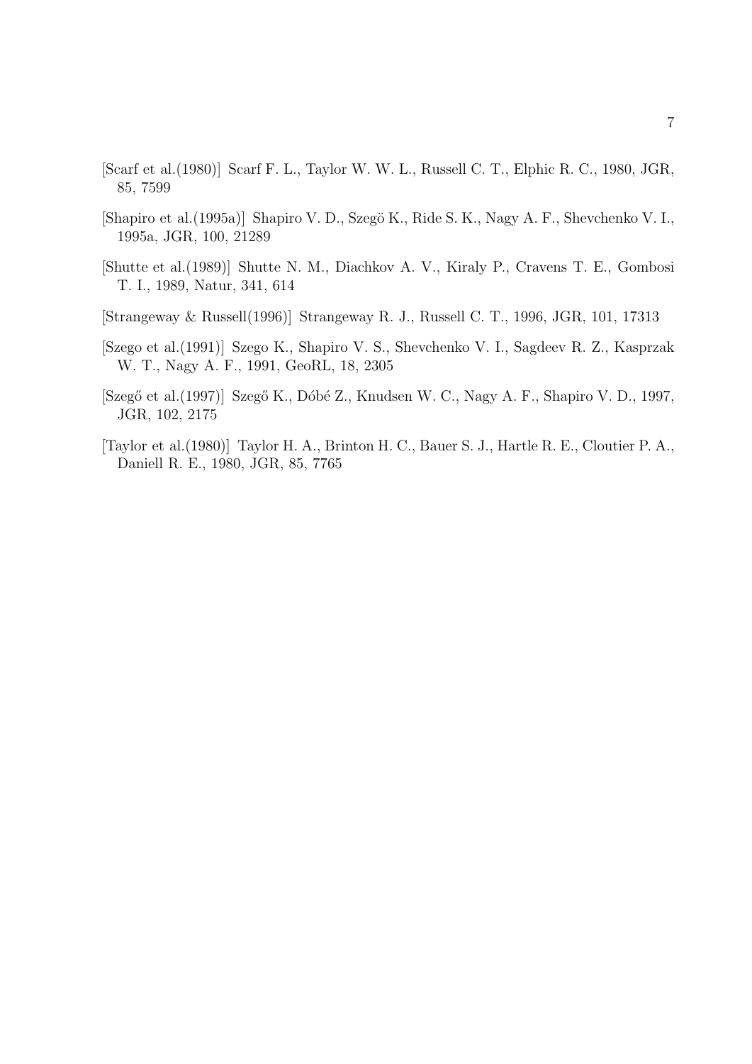[Scarf et al.(1980)] Scarf F. L., Taylor W. W. L., Russell C. T., Elphic R. C., 1980, JGR, 85, 7599

[Shapiro et al.(1995a)] Shapiro V. D., Szegö K., Ride S. K., Nagy A. F., Shevchenko V. I., 1995a, JGR, 100, 21289

[Shutte et al.(1989)] Shutte N. M., Diachkov A. V., Kiraly P., Cravens T. E., Gombosi T. I., 1989, Natur, 341, 614

[Strangeway & Russell(1996)] Strangeway R. J., Russell C. T., 1996, JGR, 101, 17313

[Szego et al.(1991)] Szego K., Shapiro V. S., Shevchenko V. I., Sagdeev R. Z., Kasprzak W. T., Nagy A. F., 1991, GeoRL, 18, 2305

[Szegő et al.(1997)] Szegő K., Dóbé Z., Knudsen W. C., Nagy A. F., Shapiro V. D., 1997, JGR, 102, 2175

[Taylor et al.(1980)] Taylor H. A., Brinton H. C., Bauer S. J., Hartle R. E., Cloutier P. A., Daniell R. E., 1980, JGR, 85, 7765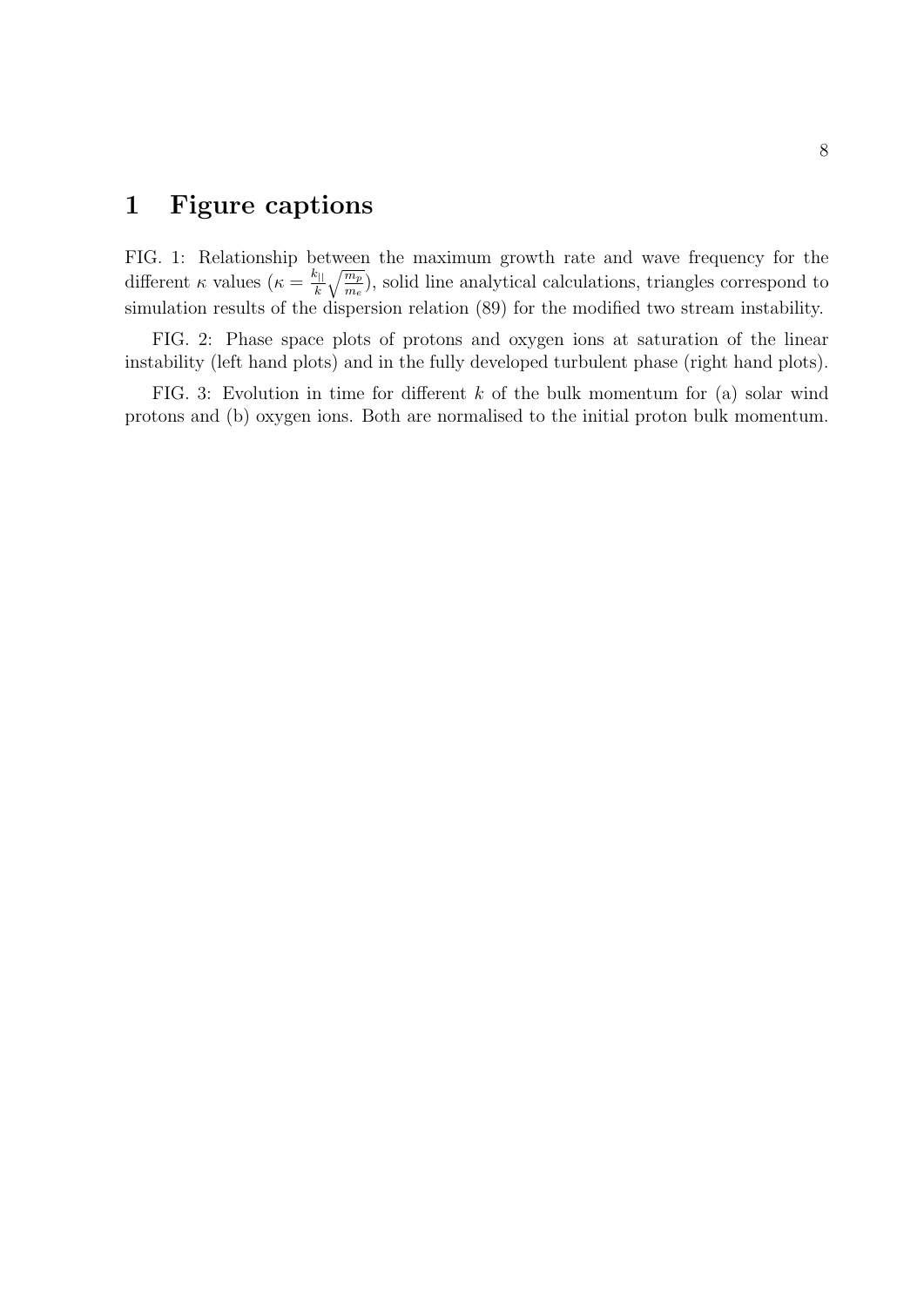# 1 Figure captions

FIG. 1: Relationship between the maximum growth rate and wave frequency for the different $\kappa$ values ($\kappa = \frac{k_{||}}{k}\sqrt{\frac{m_p}{m_e}}$), solid line analytical calculations, triangles correspond to simulation results of the dispersion relation (89) for the modified two stream instability.

FIG. 2: Phase space plots of protons and oxygen ions at saturation of the linear instability (left hand plots) and in the fully developed turbulent phase (right hand plots).

FIG. 3: Evolution in time for different $k$ of the bulk momentum for (a) solar wind protons and (b) oxygen ions. Both are normalised to the initial proton bulk momentum.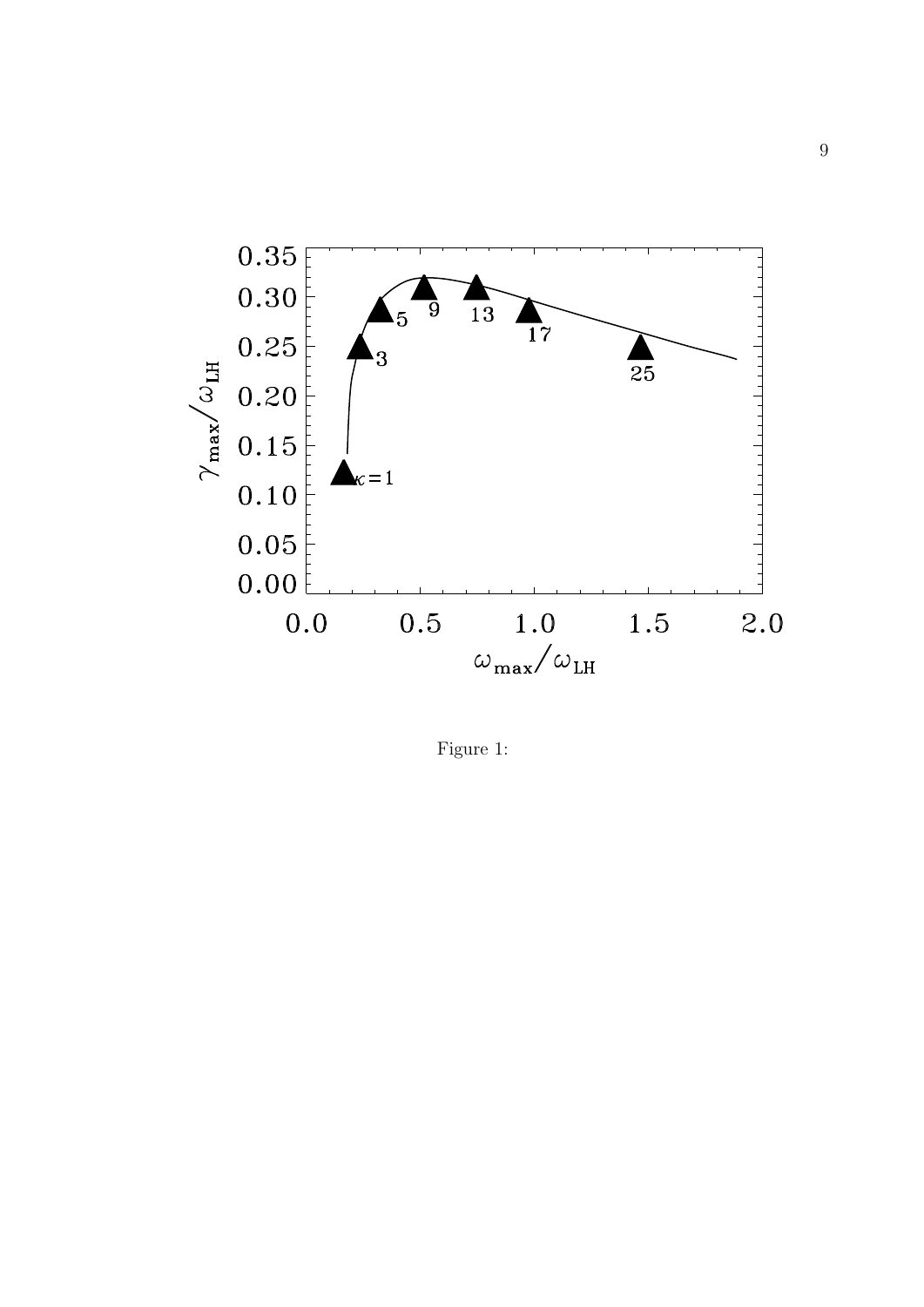Figure 1: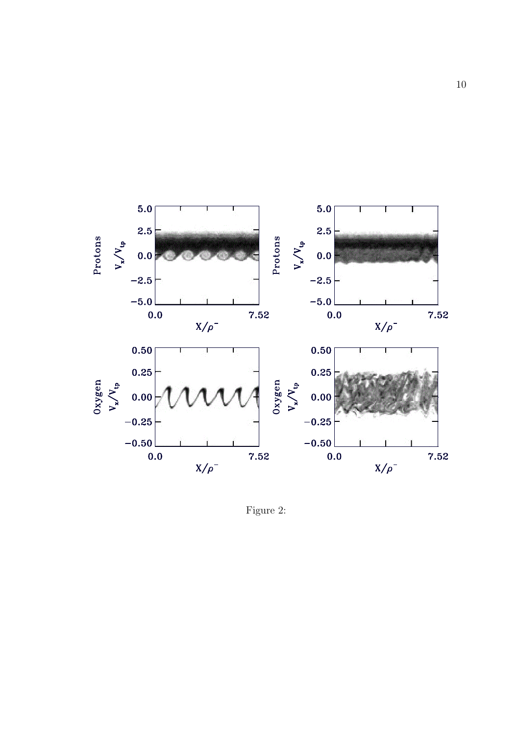Figure 2: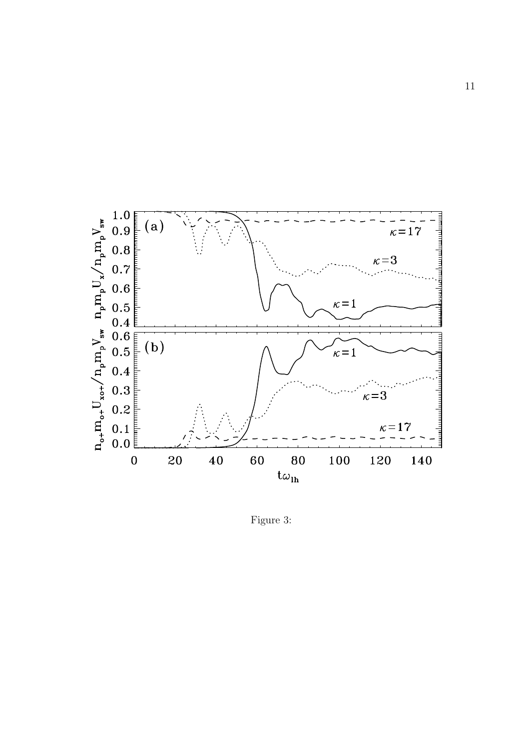(a)

$n_p m_p U_x / n_p m_p V_{sw}$

1.0
0.9
0.8
0.7
0.6
0.5
0.4

$\kappa=17$

$\kappa=3$

$\kappa=1$

(b)

$n_{o+} m_{o+} U_{xo+} / n_p m_p V_{sw}$

0.6
0.5
0.4
0.3
0.2
0.1
0.0

$\kappa=1$

$\kappa=3$

$\kappa=17$

0
20
40
60
80
100
120
140

$t\omega_{lh}$

Figure 3: